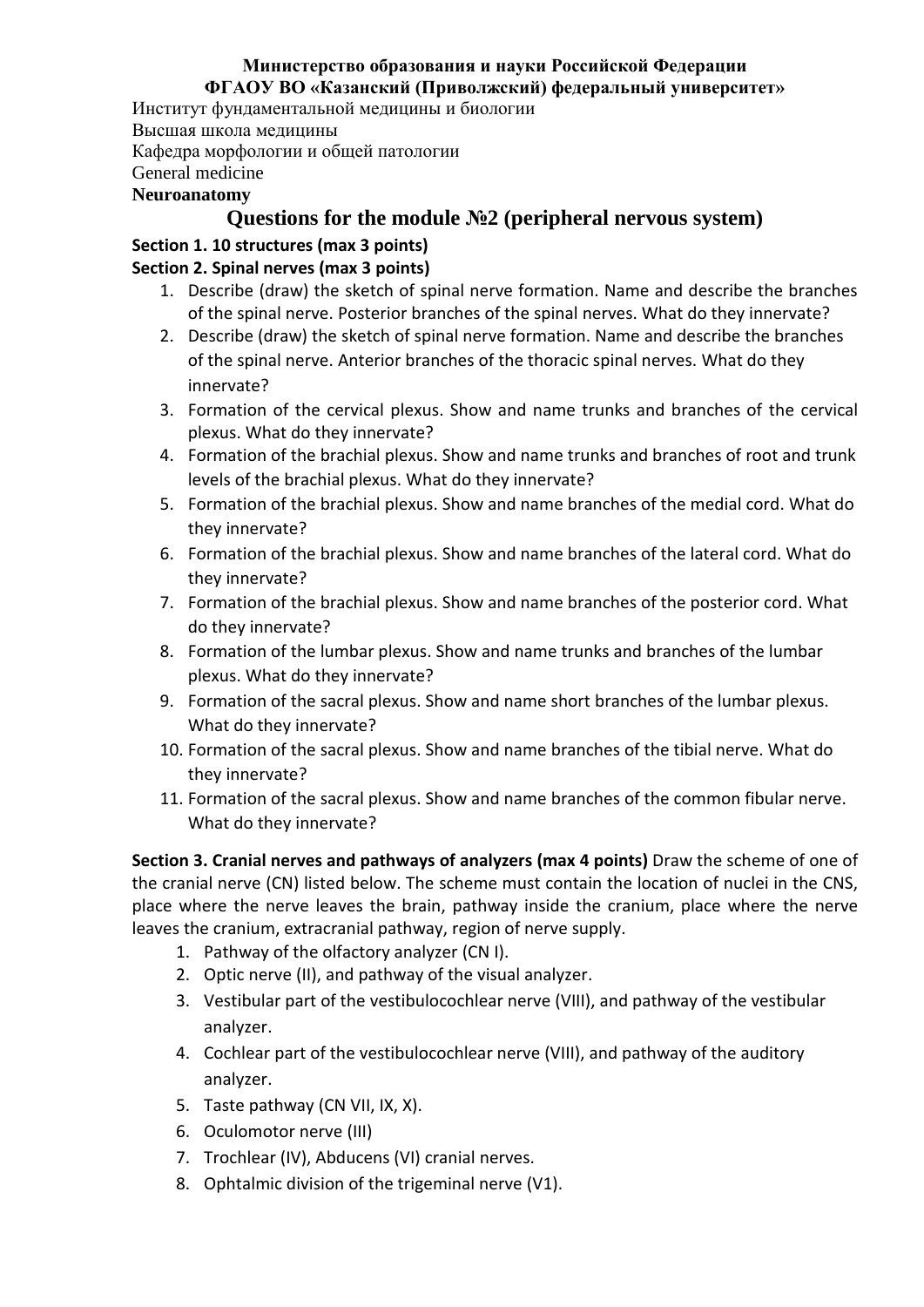**Министерство образования и науки Российской Федерации**
**ФГАОУ ВО «Казанский (Приволжский) федеральный университет»**

Институт фундаментальной медицины и биологии
Высшая школа медицины
Кафедра морфологии и общей патологии
General medicine
**Neuroanatomy**

# Questions for the module №2 (peripheral nervous system)

**Section 1. 10 structures (max 3 points)**

**Section 2. Spinal nerves (max 3 points)**

1. Describe (draw) the sketch of spinal nerve formation. Name and describe the branches of the spinal nerve. Posterior branches of the spinal nerves. What do they innervate?
2. Describe (draw) the sketch of spinal nerve formation. Name and describe the branches of the spinal nerve. Anterior branches of the thoracic spinal nerves. What do they innervate?
3. Formation of the cervical plexus. Show and name trunks and branches of the cervical plexus. What do they innervate?
4. Formation of the brachial plexus. Show and name trunks and branches of root and trunk levels of the brachial plexus. What do they innervate?
5. Formation of the brachial plexus. Show and name branches of the medial cord. What do they innervate?
6. Formation of the brachial plexus. Show and name branches of the lateral cord. What do they innervate?
7. Formation of the brachial plexus. Show and name branches of the posterior cord. What do they innervate?
8. Formation of the lumbar plexus. Show and name trunks and branches of the lumbar plexus. What do they innervate?
9. Formation of the sacral plexus. Show and name short branches of the lumbar plexus. What do they innervate?
10. Formation of the sacral plexus. Show and name branches of the tibial nerve. What do they innervate?
11. Formation of the sacral plexus. Show and name branches of the common fibular nerve. What do they innervate?

**Section 3. Cranial nerves and pathways of analyzers (max 4 points)** Draw the scheme of one of the cranial nerve (CN) listed below. The scheme must contain the location of nuclei in the CNS, place where the nerve leaves the brain, pathway inside the cranium, place where the nerve leaves the cranium, extracranial pathway, region of nerve supply.

1. Pathway of the olfactory analyzer (CN I).
2. Optic nerve (II), and pathway of the visual analyzer.
3. Vestibular part of the vestibulocochlear nerve (VIII), and pathway of the vestibular analyzer.
4. Cochlear part of the vestibulocochlear nerve (VIII), and pathway of the auditory analyzer.
5. Taste pathway (CN VII, IX, X).
6. Oculomotor nerve (III)
7. Trochlear (IV), Abducens (VI) cranial nerves.
8. Ophtalmic division of the trigeminal nerve (V1).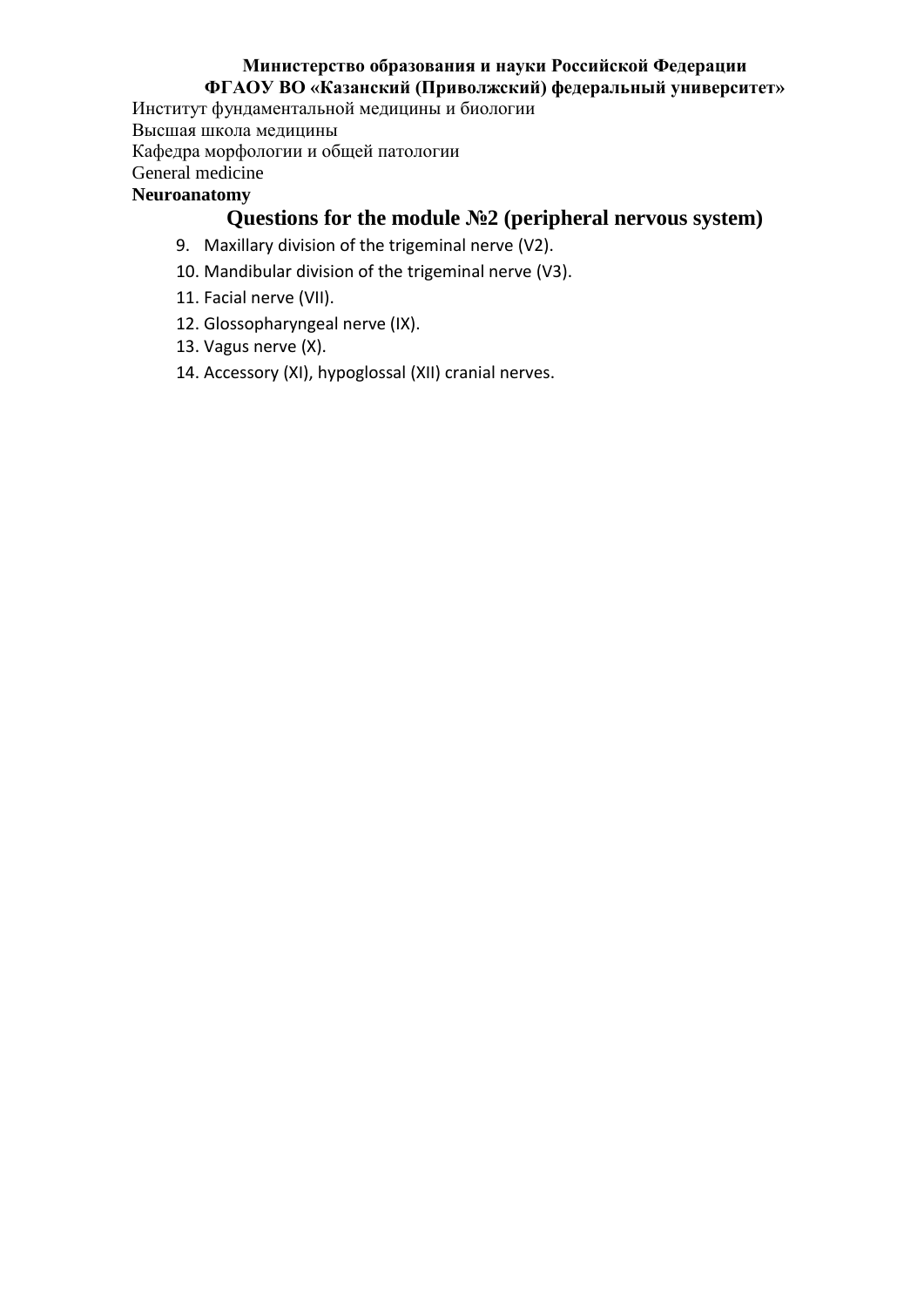**Министерство образования и науки Российской Федерации**
**ФГАОУ ВО «Казанский (Приволжский) федеральный университет»**

Институт фундаментальной медицины и биологии
Высшая школа медицины
Кафедра морфологии и общей патологии
General medicine
**Neuroanatomy**

## Questions for the module №2 (peripheral nervous system)

9. Maxillary division of the trigeminal nerve (V2).
10. Mandibular division of the trigeminal nerve (V3).
11. Facial nerve (VII).
12. Glossopharyngeal nerve (IX).
13. Vagus nerve (X).
14. Accessory (XI), hypoglossal (XII) cranial nerves.